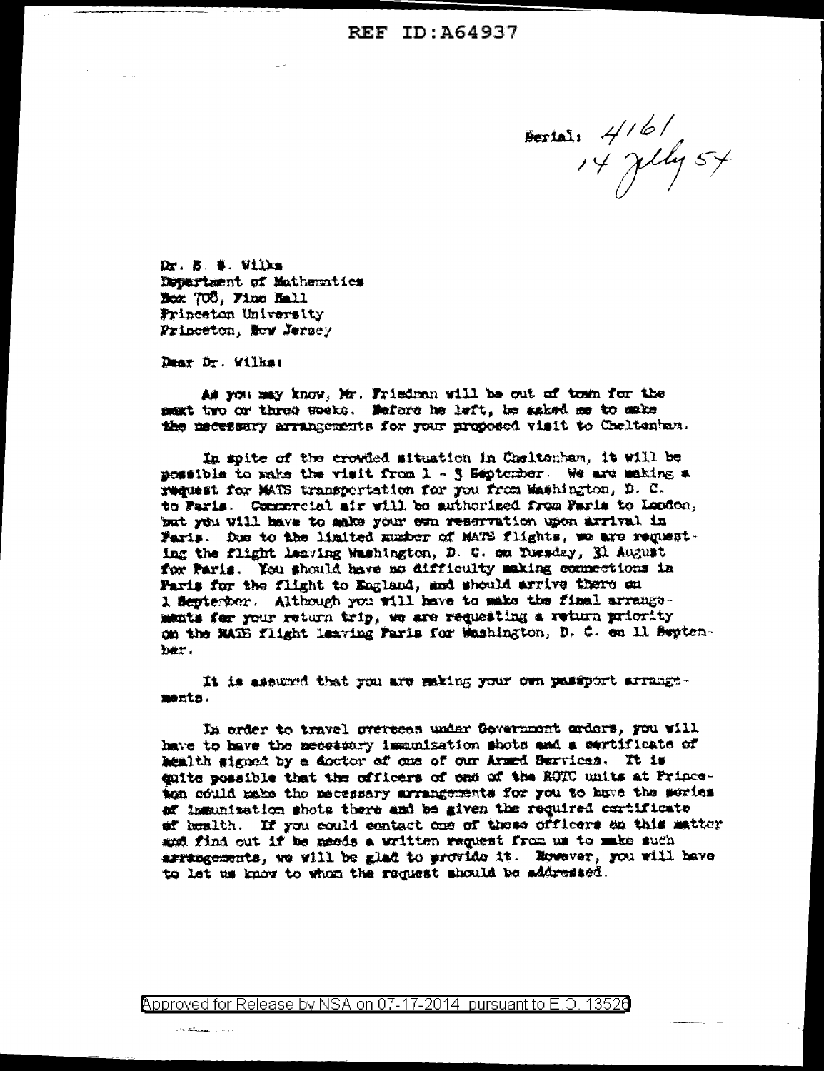REF ID:A64937

Serial: 4161
14 July 54

Dr. S. S. Wilks
Department of Mathematics
Box 708, Fine Hall
Princeton University
Princeton, New Jersey

Dear Dr. Wilks:

As you may know, Mr. Friedman will be out of town for the next two or three weeks. Before he left, he asked me to make the necessary arrangements for your proposed visit to Cheltenham.

In spite of the crowded situation in Cheltenham, it will be possible to make the visit from 1 - 3 September. We are making a request for MATS transportation for you from Washington, D. C. to Paris. Commercial air will be authorized from Paris to London, but you will have to make your own reservation upon arrival in Paris. Due to the limited number of MATS flights, we are requesting the flight leaving Washington, D. C. on Tuesday, 31 August for Paris. You should have no difficulty making connections in Paris for the flight to England, and should arrive there on 1 September. Although you will have to make the final arrangements for your return trip, we are requesting a return priority on the MATS flight leaving Paris for Washington, D. C. on 11 September.

It is assumed that you are making your own passport arrangements.

In order to travel overseas under Government orders, you will have to have the necessary immunization shots and a certificate of health signed by a doctor of one of our Armed Services. It is quite possible that the officers of one of the ROTC units at Princeton could make the necessary arrangements for you to have the series of immunization shots there and be given the required certificate of health. If you could contact one of those officers on this matter and find out if he needs a written request from us to make such arrangements, we will be glad to provide it. However, you will have to let us know to whom the request should be addressed.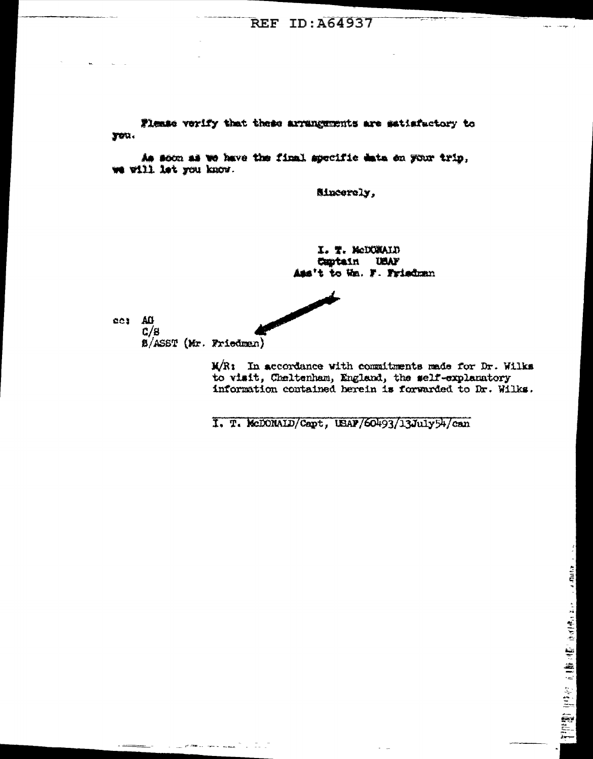REF ID:A64937

Please verify that these arrangements are satisfactory to you.

As soon as we have the final specific data on your trip, we will let you know.

Sincerely,

I. T. McDONALD
Captain USAF
Ass't to Wm. F. Friedman

cc: AG
C/S
S/ASST (Mr. Friedman)

M/R: In accordance with commitments made for Dr. Wilks to visit, Cheltenham, England, the self-explanatory information contained herein is forwarded to Dr. Wilks.

I. T. McDONALD/Capt, USAF/60493/13July54/can